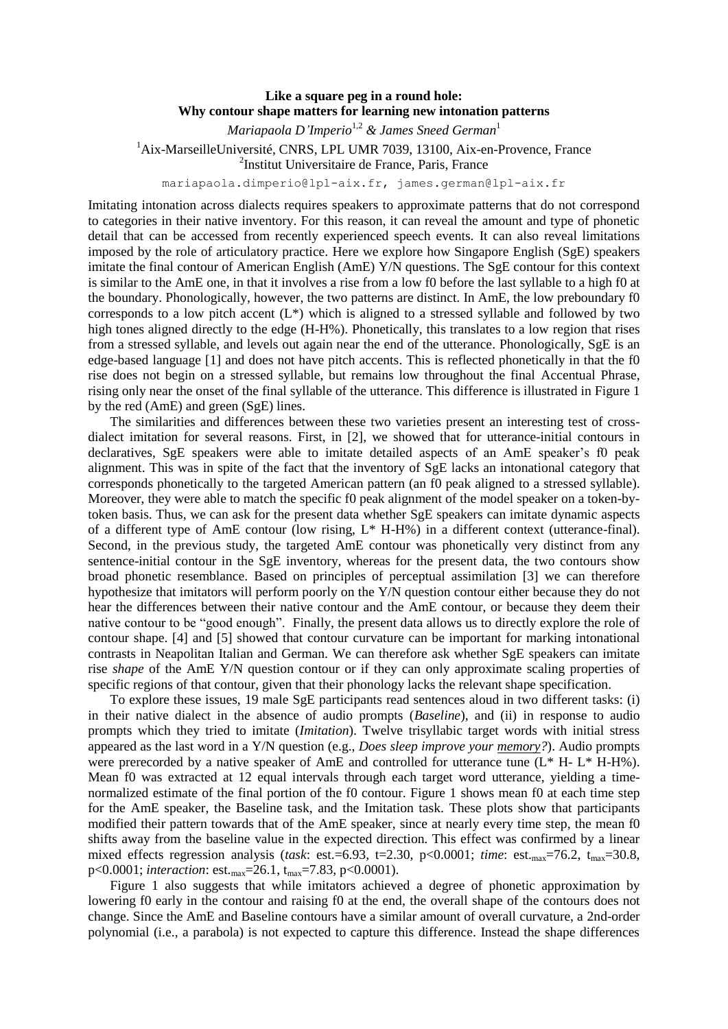# Like a square peg in a round hole: Why contour shape matters for learning new intonation patterns

*Mariapaola D'Imperio*[1,2] *& James Sneed German*[1]

[1]Aix-MarseilleUniversité, CNRS, LPL UMR 7039, 13100, Aix-en-Provence, France
[2]Institut Universitaire de France, Paris, France

mariapaola.dimperio@lpl-aix.fr, james.german@lpl-aix.fr

Imitating intonation across dialects requires speakers to approximate patterns that do not correspond to categories in their native inventory. For this reason, it can reveal the amount and type of phonetic detail that can be accessed from recently experienced speech events. It can also reveal limitations imposed by the role of articulatory practice. Here we explore how Singapore English (SgE) speakers imitate the final contour of American English (AmE) Y/N questions. The SgE contour for this context is similar to the AmE one, in that it involves a rise from a low f0 before the last syllable to a high f0 at the boundary. Phonologically, however, the two patterns are distinct. In AmE, the low preboundary f0 corresponds to a low pitch accent (L*) which is aligned to a stressed syllable and followed by two high tones aligned directly to the edge (H-H%). Phonetically, this translates to a low region that rises from a stressed syllable, and levels out again near the end of the utterance. Phonologically, SgE is an edge-based language [1] and does not have pitch accents. This is reflected phonetically in that the f0 rise does not begin on a stressed syllable, but remains low throughout the final Accentual Phrase, rising only near the onset of the final syllable of the utterance. This difference is illustrated in Figure 1 by the red (AmE) and green (SgE) lines.

The similarities and differences between these two varieties present an interesting test of cross-dialect imitation for several reasons. First, in [2], we showed that for utterance-initial contours in declaratives, SgE speakers were able to imitate detailed aspects of an AmE speaker's f0 peak alignment. This was in spite of the fact that the inventory of SgE lacks an intonational category that corresponds phonetically to the targeted American pattern (an f0 peak aligned to a stressed syllable). Moreover, they were able to match the specific f0 peak alignment of the model speaker on a token-by-token basis. Thus, we can ask for the present data whether SgE speakers can imitate dynamic aspects of a different type of AmE contour (low rising, L* H-H%) in a different context (utterance-final). Second, in the previous study, the targeted AmE contour was phonetically very distinct from any sentence-initial contour in the SgE inventory, whereas for the present data, the two contours show broad phonetic resemblance. Based on principles of perceptual assimilation [3] we can therefore hypothesize that imitators will perform poorly on the Y/N question contour either because they do not hear the differences between their native contour and the AmE contour, or because they deem their native contour to be "good enough". Finally, the present data allows us to directly explore the role of contour shape. [4] and [5] showed that contour curvature can be important for marking intonational contrasts in Neapolitan Italian and German. We can therefore ask whether SgE speakers can imitate rise *shape* of the AmE Y/N question contour or if they can only approximate scaling properties of specific regions of that contour, given that their phonology lacks the relevant shape specification.

To explore these issues, 19 male SgE participants read sentences aloud in two different tasks: (i) in their native dialect in the absence of audio prompts (*Baseline*), and (ii) in response to audio prompts which they tried to imitate (*Imitation*). Twelve trisyllabic target words with initial stress appeared as the last word in a Y/N question (e.g., *Does sleep improve your memory?*). Audio prompts were prerecorded by a native speaker of AmE and controlled for utterance tune (L* H- L* H-H%). Mean f0 was extracted at 12 equal intervals through each target word utterance, yielding a time-normalized estimate of the final portion of the f0 contour. Figure 1 shows mean f0 at each time step for the AmE speaker, the Baseline task, and the Imitation task. These plots show that participants modified their pattern towards that of the AmE speaker, since at nearly every time step, the mean f0 shifts away from the baseline value in the expected direction. This effect was confirmed by a linear mixed effects regression analysis (*task*: est.=6.93, t=2.30, $p<0.0001$; *time*: $\text{est.}_{max}=76.2$, $t_{max}=30.8$, $p<0.0001$; *interaction*: $\text{est.}_{max}=26.1$, $t_{max}=7.83$, $p<0.0001$).

Figure 1 also suggests that while imitators achieved a degree of phonetic approximation by lowering f0 early in the contour and raising f0 at the end, the overall shape of the contours does not change. Since the AmE and Baseline contours have a similar amount of overall curvature, a 2nd-order polynomial (i.e., a parabola) is not expected to capture this difference. Instead the shape differences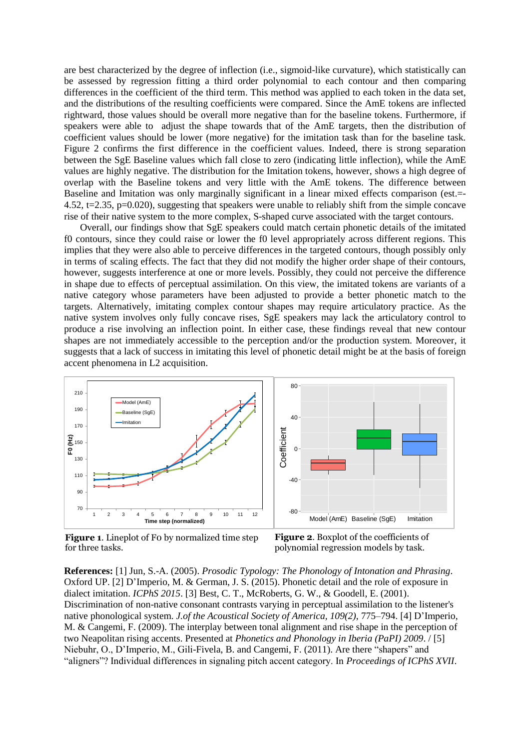are best characterized by the degree of inflection (i.e., sigmoid-like curvature), which statistically can be assessed by regression fitting a third order polynomial to each contour and then comparing differences in the coefficient of the third term. This method was applied to each token in the data set, and the distributions of the resulting coefficients were compared. Since the AmE tokens are inflected rightward, those values should be overall more negative than for the baseline tokens. Furthermore, if speakers were able to adjust the shape towards that of the AmE targets, then the distribution of coefficient values should be lower (more negative) for the imitation task than for the baseline task. Figure 2 confirms the first difference in the coefficient values. Indeed, there is strong separation between the SgE Baseline values which fall close to zero (indicating little inflection), while the AmE values are highly negative. The distribution for the Imitation tokens, however, shows a high degree of overlap with the Baseline tokens and very little with the AmE tokens. The difference between Baseline and Imitation was only marginally significant in a linear mixed effects comparison (est.=-4.52, $t=2.35$, $p=0.020$), suggesting that speakers were unable to reliably shift from the simple concave rise of their native system to the more complex, S-shaped curve associated with the target contours.

Overall, our findings show that SgE speakers could match certain phonetic details of the imitated f0 contours, since they could raise or lower the f0 level appropriately across different regions. This implies that they were also able to perceive differences in the targeted contours, though possibly only in terms of scaling effects. The fact that they did not modify the higher order shape of their contours, however, suggests interference at one or more levels. Possibly, they could not perceive the difference in shape due to effects of perceptual assimilation. On this view, the imitated tokens are variants of a native category whose parameters have been adjusted to provide a better phonetic match to the targets. Alternatively, imitating complex contour shapes may require articulatory practice. As the native system involves only fully concave rises, SgE speakers may lack the articulatory control to produce a rise involving an inflection point. In either case, these findings reveal that new contour shapes are not immediately accessible to the perception and/or the production system. Moreover, it suggests that a lack of success in imitating this level of phonetic detail might be at the basis of foreign accent phenomena in L2 acquisition.

Model (AmE)
Baseline (SgE)
Imitation
F0 (Hz)
210
190
170
150
130
110
90
70
1 2 3 4 5 6 7 8 9 10 11 12
Time step (normalized)

**Figure 1**. Lineplot of F0 by normalized time step for three tasks.

Coefficient
80
40
0
-40
-80
Model (AmE) Baseline (SgE) Imitation

**Figure 2**. Boxplot of the coefficients of polynomial regression models by task.

**References:** [1] Jun, S.-A. (2005). *Prosodic Typology: The Phonology of Intonation and Phrasing*. Oxford UP. [2] D'Imperio, M. & German, J. S. (2015). Phonetic detail and the role of exposure in dialect imitation. *ICPhS 2015*. [3] Best, C. T., McRoberts, G. W., & Goodell, E. (2001). Discrimination of non-native consonant contrasts varying in perceptual assimilation to the listener's native phonological system. *J.of the Acoustical Society of America, 109(2)*, 775–794. [4] D'Imperio, M. & Cangemi, F. (2009). The interplay between tonal alignment and rise shape in the perception of two Neapolitan rising accents. Presented at *Phonetics and Phonology in Iberia (PaPI) 2009*. / [5] Niebuhr, O., D'Imperio, M., Gili-Fivela, B. and Cangemi, F. (2011). Are there "shapers" and "aligners"? Individual differences in signaling pitch accent category. In *Proceedings of ICPhS XVII*.